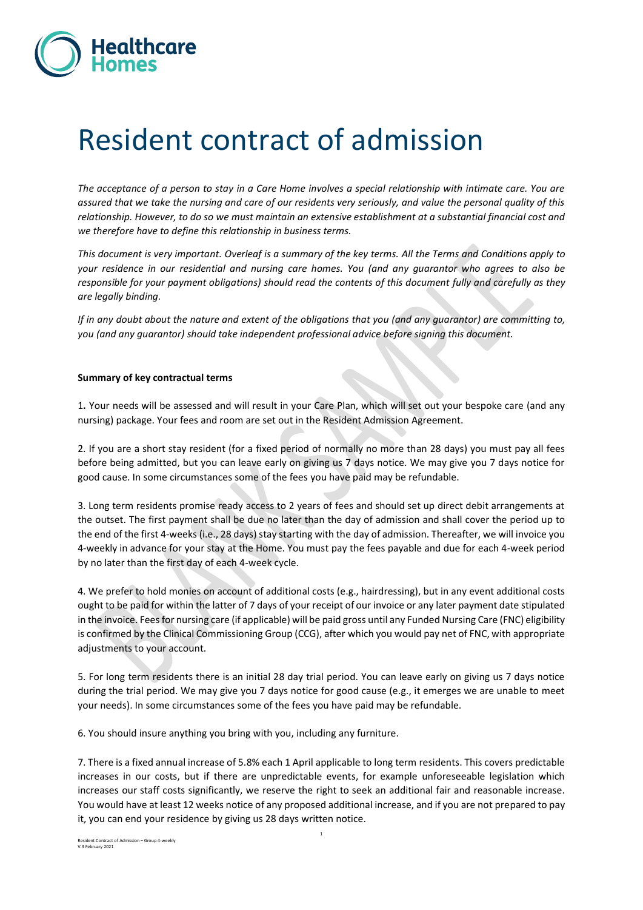# Resident contract of admission

*The acceptance of a person to stay in a Care Home involves a special relationship with intimate care. You are assured that we take the nursing and care of our residents very seriously, and value the personal quality of this relationship. However, to do so we must maintain an extensive establishment at a substantial financial cost and we therefore have to define this relationship in business terms.*

*This document is very important. Overleaf is a summary of the key terms. All the Terms and Conditions apply to your residence in our residential and nursing care homes. You (and any guarantor who agrees to also be responsible for your payment obligations) should read the contents of this document fully and carefully as they are legally binding.*

*If in any doubt about the nature and extent of the obligations that you (and any guarantor) are committing to, you (and any guarantor) should take independent professional advice before signing this document.*

**Summary of key contractual terms**

1. Your needs will be assessed and will result in your Care Plan, which will set out your bespoke care (and any nursing) package. Your fees and room are set out in the Resident Admission Agreement.

2. If you are a short stay resident (for a fixed period of normally no more than 28 days) you must pay all fees before being admitted, but you can leave early on giving us 7 days notice. We may give you 7 days notice for good cause. In some circumstances some of the fees you have paid may be refundable.

3. Long term residents promise ready access to 2 years of fees and should set up direct debit arrangements at the outset. The first payment shall be due no later than the day of admission and shall cover the period up to the end of the first 4-weeks (i.e., 28 days) stay starting with the day of admission. Thereafter, we will invoice you 4-weekly in advance for your stay at the Home. You must pay the fees payable and due for each 4-week period by no later than the first day of each 4-week cycle.

4. We prefer to hold monies on account of additional costs (e.g., hairdressing), but in any event additional costs ought to be paid for within the latter of 7 days of your receipt of our invoice or any later payment date stipulated in the invoice. Fees for nursing care (if applicable) will be paid gross until any Funded Nursing Care (FNC) eligibility is confirmed by the Clinical Commissioning Group (CCG), after which you would pay net of FNC, with appropriate adjustments to your account.

5. For long term residents there is an initial 28 day trial period. You can leave early on giving us 7 days notice during the trial period. We may give you 7 days notice for good cause (e.g., it emerges we are unable to meet your needs). In some circumstances some of the fees you have paid may be refundable.

6. You should insure anything you bring with you, including any furniture.

7. There is a fixed annual increase of 5.8% each 1 April applicable to long term residents. This covers predictable increases in our costs, but if there are unpredictable events, for example unforeseeable legislation which increases our staff costs significantly, we reserve the right to seek an additional fair and reasonable increase. You would have at least 12 weeks notice of any proposed additional increase, and if you are not prepared to pay it, you can end your residence by giving us 28 days written notice.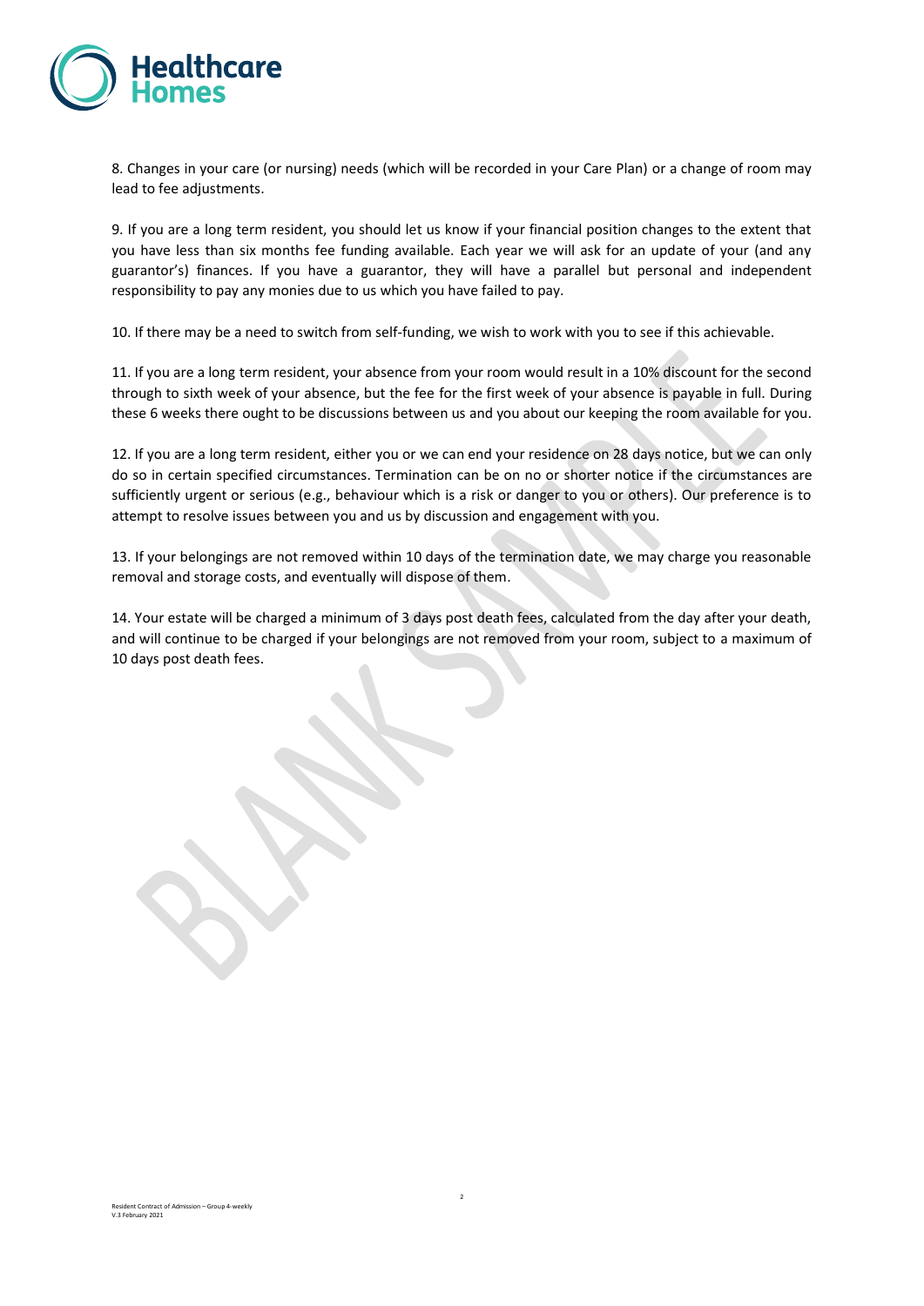8. Changes in your care (or nursing) needs (which will be recorded in your Care Plan) or a change of room may lead to fee adjustments.

9. If you are a long term resident, you should let us know if your financial position changes to the extent that you have less than six months fee funding available. Each year we will ask for an update of your (and any guarantor's) finances. If you have a guarantor, they will have a parallel but personal and independent responsibility to pay any monies due to us which you have failed to pay.

10. If there may be a need to switch from self-funding, we wish to work with you to see if this achievable.

11. If you are a long term resident, your absence from your room would result in a 10% discount for the second through to sixth week of your absence, but the fee for the first week of your absence is payable in full. During these 6 weeks there ought to be discussions between us and you about our keeping the room available for you.

12. If you are a long term resident, either you or we can end your residence on 28 days notice, but we can only do so in certain specified circumstances. Termination can be on no or shorter notice if the circumstances are sufficiently urgent or serious (e.g., behaviour which is a risk or danger to you or others). Our preference is to attempt to resolve issues between you and us by discussion and engagement with you.

13. If your belongings are not removed within 10 days of the termination date, we may charge you reasonable removal and storage costs, and eventually will dispose of them.

14. Your estate will be charged a minimum of 3 days post death fees, calculated from the day after your death, and will continue to be charged if your belongings are not removed from your room, subject to a maximum of 10 days post death fees.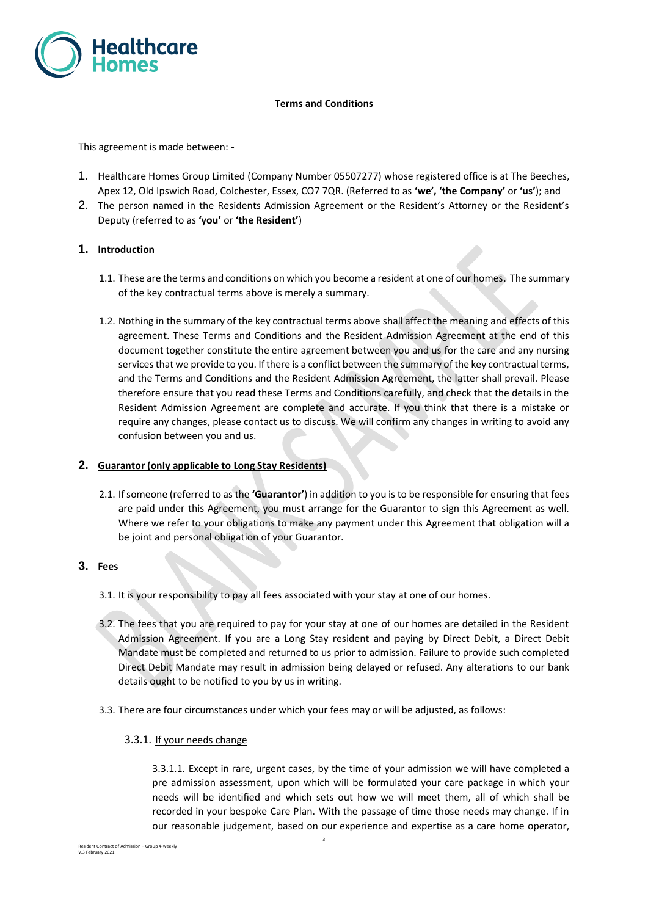# Terms and Conditions

This agreement is made between: -

1. Healthcare Homes Group Limited (Company Number 05507277) whose registered office is at The Beeches, Apex 12, Old Ipswich Road, Colchester, Essex, CO7 7QR. (Referred to as **'we', 'the Company'** or **'us'**); and
2. The person named in the Residents Admission Agreement or the Resident's Attorney or the Resident's Deputy (referred to as **'you'** or **'the Resident'**)

## 1. Introduction

1.1. These are the terms and conditions on which you become a resident at one of our homes. The summary of the key contractual terms above is merely a summary.

1.2. Nothing in the summary of the key contractual terms above shall affect the meaning and effects of this agreement. These Terms and Conditions and the Resident Admission Agreement at the end of this document together constitute the entire agreement between you and us for the care and any nursing services that we provide to you. If there is a conflict between the summary of the key contractual terms, and the Terms and Conditions and the Resident Admission Agreement, the latter shall prevail. Please therefore ensure that you read these Terms and Conditions carefully, and check that the details in the Resident Admission Agreement are complete and accurate. If you think that there is a mistake or require any changes, please contact us to discuss. We will confirm any changes in writing to avoid any confusion between you and us.

## 2. Guarantor (only applicable to Long Stay Residents)

2.1. If someone (referred to as the **'Guarantor'**) in addition to you is to be responsible for ensuring that fees are paid under this Agreement, you must arrange for the Guarantor to sign this Agreement as well. Where we refer to your obligations to make any payment under this Agreement that obligation will a be joint and personal obligation of your Guarantor.

## 3. Fees

3.1. It is your responsibility to pay all fees associated with your stay at one of our homes.

3.2. The fees that you are required to pay for your stay at one of our homes are detailed in the Resident Admission Agreement. If you are a Long Stay resident and paying by Direct Debit, a Direct Debit Mandate must be completed and returned to us prior to admission. Failure to provide such completed Direct Debit Mandate may result in admission being delayed or refused. Any alterations to our bank details ought to be notified to you by us in writing.

3.3. There are four circumstances under which your fees may or will be adjusted, as follows:

3.3.1. If your needs change

3.3.1.1. Except in rare, urgent cases, by the time of your admission we will have completed a pre admission assessment, upon which will be formulated your care package in which your needs will be identified and which sets out how we will meet them, all of which shall be recorded in your bespoke Care Plan. With the passage of time those needs may change. If in our reasonable judgement, based on our experience and expertise as a care home operator,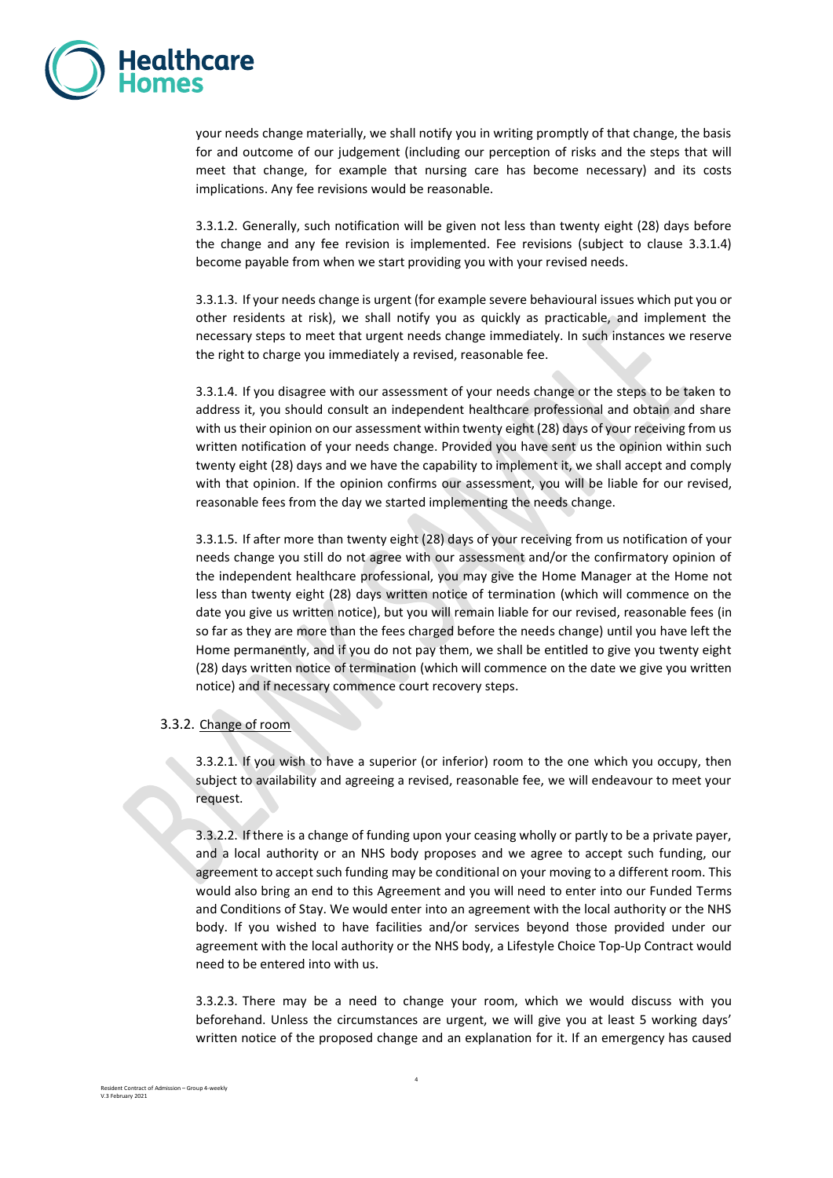your needs change materially, we shall notify you in writing promptly of that change, the basis for and outcome of our judgement (including our perception of risks and the steps that will meet that change, for example that nursing care has become necessary) and its costs implications. Any fee revisions would be reasonable.

3.3.1.2. Generally, such notification will be given not less than twenty eight (28) days before the change and any fee revision is implemented. Fee revisions (subject to clause 3.3.1.4) become payable from when we start providing you with your revised needs.

3.3.1.3. If your needs change is urgent (for example severe behavioural issues which put you or other residents at risk), we shall notify you as quickly as practicable, and implement the necessary steps to meet that urgent needs change immediately. In such instances we reserve the right to charge you immediately a revised, reasonable fee.

3.3.1.4. If you disagree with our assessment of your needs change or the steps to be taken to address it, you should consult an independent healthcare professional and obtain and share with us their opinion on our assessment within twenty eight (28) days of your receiving from us written notification of your needs change. Provided you have sent us the opinion within such twenty eight (28) days and we have the capability to implement it, we shall accept and comply with that opinion. If the opinion confirms our assessment, you will be liable for our revised, reasonable fees from the day we started implementing the needs change.

3.3.1.5. If after more than twenty eight (28) days of your receiving from us notification of your needs change you still do not agree with our assessment and/or the confirmatory opinion of the independent healthcare professional, you may give the Home Manager at the Home not less than twenty eight (28) days written notice of termination (which will commence on the date you give us written notice), but you will remain liable for our revised, reasonable fees (in so far as they are more than the fees charged before the needs change) until you have left the Home permanently, and if you do not pay them, we shall be entitled to give you twenty eight (28) days written notice of termination (which will commence on the date we give you written notice) and if necessary commence court recovery steps.

3.3.2. Change of room

3.3.2.1. If you wish to have a superior (or inferior) room to the one which you occupy, then subject to availability and agreeing a revised, reasonable fee, we will endeavour to meet your request.

3.3.2.2. If there is a change of funding upon your ceasing wholly or partly to be a private payer, and a local authority or an NHS body proposes and we agree to accept such funding, our agreement to accept such funding may be conditional on your moving to a different room. This would also bring an end to this Agreement and you will need to enter into our Funded Terms and Conditions of Stay. We would enter into an agreement with the local authority or the NHS body. If you wished to have facilities and/or services beyond those provided under our agreement with the local authority or the NHS body, a Lifestyle Choice Top-Up Contract would need to be entered into with us.

3.3.2.3. There may be a need to change your room, which we would discuss with you beforehand. Unless the circumstances are urgent, we will give you at least 5 working days' written notice of the proposed change and an explanation for it. If an emergency has caused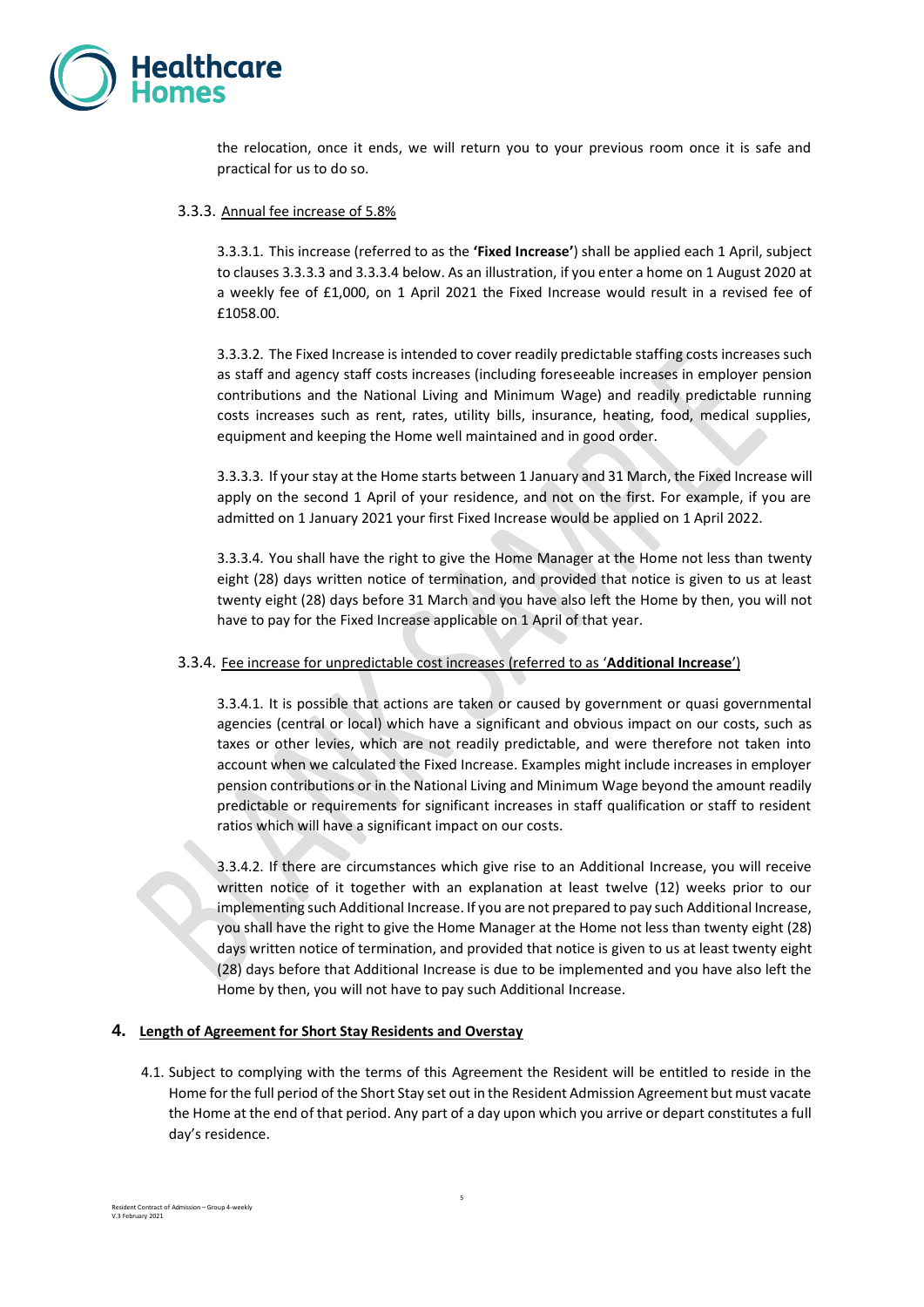the relocation, once it ends, we will return you to your previous room once it is safe and practical for us to do so.

3.3.3. Annual fee increase of 5.8%

3.3.3.1. This increase (referred to as the **'Fixed Increase'**) shall be applied each 1 April, subject to clauses 3.3.3.3 and 3.3.3.4 below. As an illustration, if you enter a home on 1 August 2020 at a weekly fee of £1,000, on 1 April 2021 the Fixed Increase would result in a revised fee of £1058.00.

3.3.3.2. The Fixed Increase is intended to cover readily predictable staffing costs increases such as staff and agency staff costs increases (including foreseeable increases in employer pension contributions and the National Living and Minimum Wage) and readily predictable running costs increases such as rent, rates, utility bills, insurance, heating, food, medical supplies, equipment and keeping the Home well maintained and in good order.

3.3.3.3. If your stay at the Home starts between 1 January and 31 March, the Fixed Increase will apply on the second 1 April of your residence, and not on the first. For example, if you are admitted on 1 January 2021 your first Fixed Increase would be applied on 1 April 2022.

3.3.3.4. You shall have the right to give the Home Manager at the Home not less than twenty eight (28) days written notice of termination, and provided that notice is given to us at least twenty eight (28) days before 31 March and you have also left the Home by then, you will not have to pay for the Fixed Increase applicable on 1 April of that year.

3.3.4. Fee increase for unpredictable cost increases (referred to as '**Additional Increase**')

3.3.4.1. It is possible that actions are taken or caused by government or quasi governmental agencies (central or local) which have a significant and obvious impact on our costs, such as taxes or other levies, which are not readily predictable, and were therefore not taken into account when we calculated the Fixed Increase. Examples might include increases in employer pension contributions or in the National Living and Minimum Wage beyond the amount readily predictable or requirements for significant increases in staff qualification or staff to resident ratios which will have a significant impact on our costs.

3.3.4.2. If there are circumstances which give rise to an Additional Increase, you will receive written notice of it together with an explanation at least twelve (12) weeks prior to our implementing such Additional Increase. If you are not prepared to pay such Additional Increase, you shall have the right to give the Home Manager at the Home not less than twenty eight (28) days written notice of termination, and provided that notice is given to us at least twenty eight (28) days before that Additional Increase is due to be implemented and you have also left the Home by then, you will not have to pay such Additional Increase.

## 4. Length of Agreement for Short Stay Residents and Overstay

4.1. Subject to complying with the terms of this Agreement the Resident will be entitled to reside in the Home for the full period of the Short Stay set out in the Resident Admission Agreement but must vacate the Home at the end of that period. Any part of a day upon which you arrive or depart constitutes a full day's residence.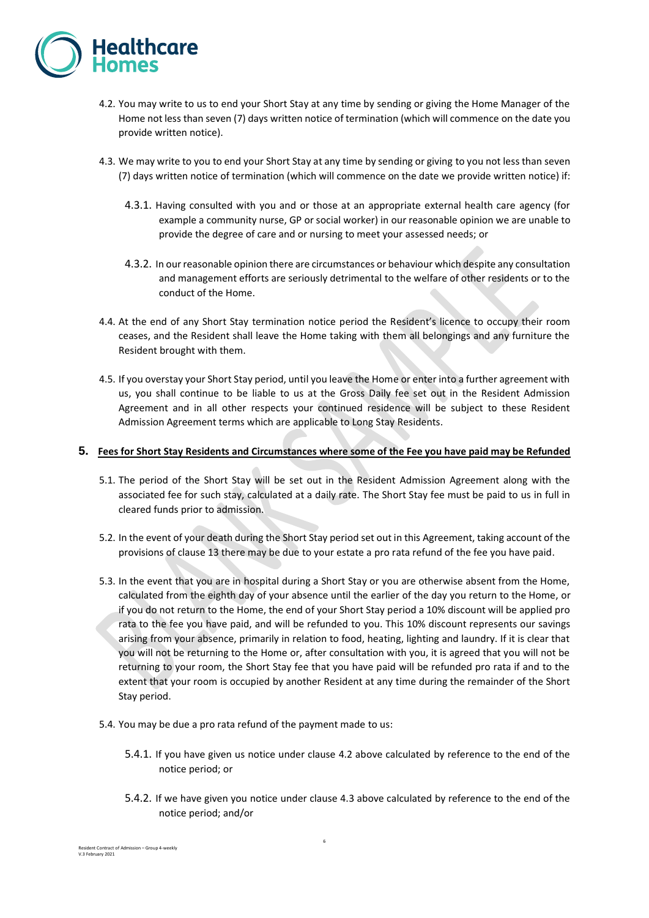4.2. You may write to us to end your Short Stay at any time by sending or giving the Home Manager of the Home not less than seven (7) days written notice of termination (which will commence on the date you provide written notice).

4.3. We may write to you to end your Short Stay at any time by sending or giving to you not less than seven (7) days written notice of termination (which will commence on the date we provide written notice) if:

4.3.1. Having consulted with you and or those at an appropriate external health care agency (for example a community nurse, GP or social worker) in our reasonable opinion we are unable to provide the degree of care and or nursing to meet your assessed needs; or

4.3.2. In our reasonable opinion there are circumstances or behaviour which despite any consultation and management efforts are seriously detrimental to the welfare of other residents or to the conduct of the Home.

4.4. At the end of any Short Stay termination notice period the Resident's licence to occupy their room ceases, and the Resident shall leave the Home taking with them all belongings and any furniture the Resident brought with them.

4.5. If you overstay your Short Stay period, until you leave the Home or enter into a further agreement with us, you shall continue to be liable to us at the Gross Daily fee set out in the Resident Admission Agreement and in all other respects your continued residence will be subject to these Resident Admission Agreement terms which are applicable to Long Stay Residents.

## 5. Fees for Short Stay Residents and Circumstances where some of the Fee you have paid may be Refunded

5.1. The period of the Short Stay will be set out in the Resident Admission Agreement along with the associated fee for such stay, calculated at a daily rate. The Short Stay fee must be paid to us in full in cleared funds prior to admission.

5.2. In the event of your death during the Short Stay period set out in this Agreement, taking account of the provisions of clause 13 there may be due to your estate a pro rata refund of the fee you have paid.

5.3. In the event that you are in hospital during a Short Stay or you are otherwise absent from the Home, calculated from the eighth day of your absence until the earlier of the day you return to the Home, or if you do not return to the Home, the end of your Short Stay period a 10% discount will be applied pro rata to the fee you have paid, and will be refunded to you. This 10% discount represents our savings arising from your absence, primarily in relation to food, heating, lighting and laundry. If it is clear that you will not be returning to the Home or, after consultation with you, it is agreed that you will not be returning to your room, the Short Stay fee that you have paid will be refunded pro rata if and to the extent that your room is occupied by another Resident at any time during the remainder of the Short Stay period.

5.4. You may be due a pro rata refund of the payment made to us:

5.4.1. If you have given us notice under clause 4.2 above calculated by reference to the end of the notice period; or

5.4.2. If we have given you notice under clause 4.3 above calculated by reference to the end of the notice period; and/or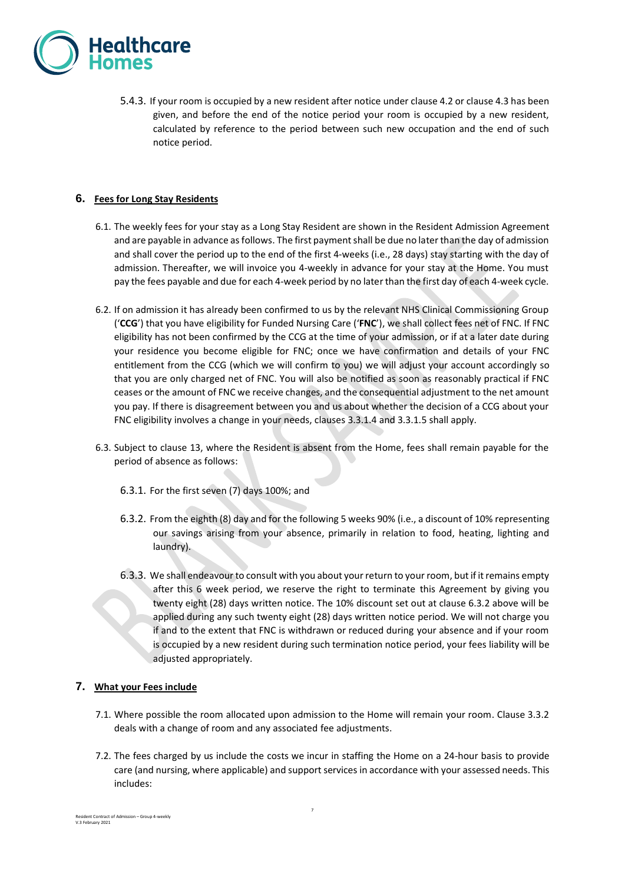5.4.3. If your room is occupied by a new resident after notice under clause 4.2 or clause 4.3 has been given, and before the end of the notice period your room is occupied by a new resident, calculated by reference to the period between such new occupation and the end of such notice period.

## 6. Fees for Long Stay Residents

6.1. The weekly fees for your stay as a Long Stay Resident are shown in the Resident Admission Agreement and are payable in advance as follows. The first payment shall be due no later than the day of admission and shall cover the period up to the end of the first 4-weeks (i.e., 28 days) stay starting with the day of admission. Thereafter, we will invoice you 4-weekly in advance for your stay at the Home. You must pay the fees payable and due for each 4-week period by no later than the first day of each 4-week cycle.

6.2. If on admission it has already been confirmed to us by the relevant NHS Clinical Commissioning Group ('**CCG**') that you have eligibility for Funded Nursing Care ('**FNC**'), we shall collect fees net of FNC. If FNC eligibility has not been confirmed by the CCG at the time of your admission, or if at a later date during your residence you become eligible for FNC; once we have confirmation and details of your FNC entitlement from the CCG (which we will confirm to you) we will adjust your account accordingly so that you are only charged net of FNC. You will also be notified as soon as reasonably practical if FNC ceases or the amount of FNC we receive changes, and the consequential adjustment to the net amount you pay. If there is disagreement between you and us about whether the decision of a CCG about your FNC eligibility involves a change in your needs, clauses 3.3.1.4 and 3.3.1.5 shall apply.

6.3. Subject to clause 13, where the Resident is absent from the Home, fees shall remain payable for the period of absence as follows:

6.3.1. For the first seven (7) days 100%; and

6.3.2. From the eighth (8) day and for the following 5 weeks 90% (i.e., a discount of 10% representing our savings arising from your absence, primarily in relation to food, heating, lighting and laundry).

6.3.3. We shall endeavour to consult with you about your return to your room, but if it remains empty after this 6 week period, we reserve the right to terminate this Agreement by giving you twenty eight (28) days written notice. The 10% discount set out at clause 6.3.2 above will be applied during any such twenty eight (28) days written notice period. We will not charge you if and to the extent that FNC is withdrawn or reduced during your absence and if your room is occupied by a new resident during such termination notice period, your fees liability will be adjusted appropriately.

## 7. What your Fees include

7.1. Where possible the room allocated upon admission to the Home will remain your room. Clause 3.3.2 deals with a change of room and any associated fee adjustments.

7.2. The fees charged by us include the costs we incur in staffing the Home on a 24-hour basis to provide care (and nursing, where applicable) and support services in accordance with your assessed needs. This includes: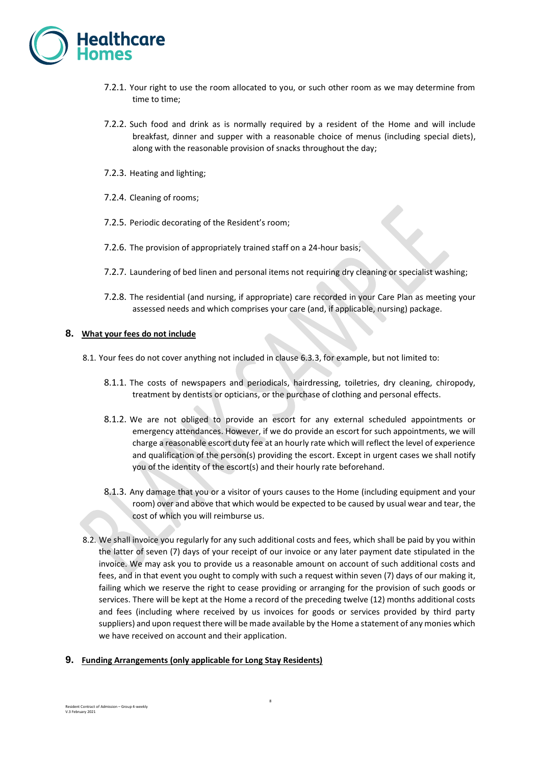7.2.1. Your right to use the room allocated to you, or such other room as we may determine from time to time;

7.2.2. Such food and drink as is normally required by a resident of the Home and will include breakfast, dinner and supper with a reasonable choice of menus (including special diets), along with the reasonable provision of snacks throughout the day;

7.2.3. Heating and lighting;

7.2.4. Cleaning of rooms;

7.2.5. Periodic decorating of the Resident's room;

7.2.6. The provision of appropriately trained staff on a 24-hour basis;

7.2.7. Laundering of bed linen and personal items not requiring dry cleaning or specialist washing;

7.2.8. The residential (and nursing, if appropriate) care recorded in your Care Plan as meeting your assessed needs and which comprises your care (and, if applicable, nursing) package.

## 8. <u>What your fees do not include</u>

8.1. Your fees do not cover anything not included in clause 6.3.3, for example, but not limited to:

8.1.1. The costs of newspapers and periodicals, hairdressing, toiletries, dry cleaning, chiropody, treatment by dentists or opticians, or the purchase of clothing and personal effects.

8.1.2. We are not obliged to provide an escort for any external scheduled appointments or emergency attendances. However, if we do provide an escort for such appointments, we will charge a reasonable escort duty fee at an hourly rate which will reflect the level of experience and qualification of the person(s) providing the escort. Except in urgent cases we shall notify you of the identity of the escort(s) and their hourly rate beforehand.

8.1.3. Any damage that you or a visitor of yours causes to the Home (including equipment and your room) over and above that which would be expected to be caused by usual wear and tear, the cost of which you will reimburse us.

8.2. We shall invoice you regularly for any such additional costs and fees, which shall be paid by you within the latter of seven (7) days of your receipt of our invoice or any later payment date stipulated in the invoice. We may ask you to provide us a reasonable amount on account of such additional costs and fees, and in that event you ought to comply with such a request within seven (7) days of our making it, failing which we reserve the right to cease providing or arranging for the provision of such goods or services. There will be kept at the Home a record of the preceding twelve (12) months additional costs and fees (including where received by us invoices for goods or services provided by third party suppliers) and upon request there will be made available by the Home a statement of any monies which we have received on account and their application.

## 9. <u>Funding Arrangements (only applicable for Long Stay Residents)</u>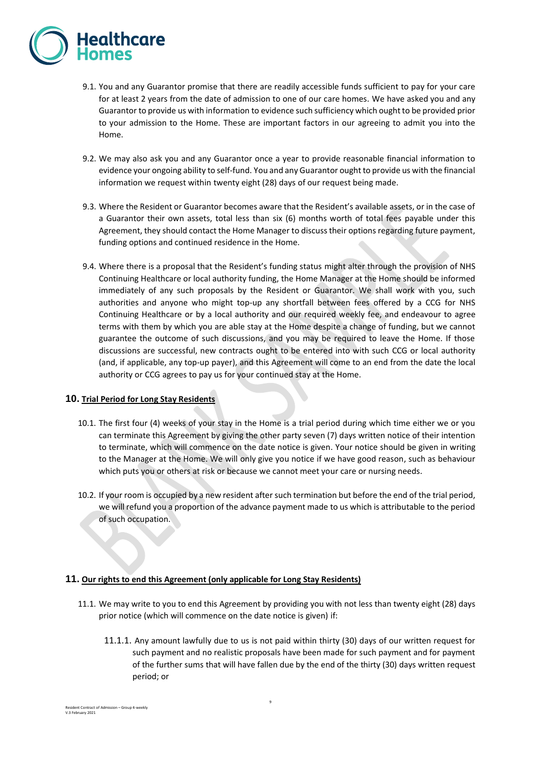9.1. You and any Guarantor promise that there are readily accessible funds sufficient to pay for your care for at least 2 years from the date of admission to one of our care homes. We have asked you and any Guarantor to provide us with information to evidence such sufficiency which ought to be provided prior to your admission to the Home. These are important factors in our agreeing to admit you into the Home.

9.2. We may also ask you and any Guarantor once a year to provide reasonable financial information to evidence your ongoing ability to self-fund. You and any Guarantor ought to provide us with the financial information we request within twenty eight (28) days of our request being made.

9.3. Where the Resident or Guarantor becomes aware that the Resident's available assets, or in the case of a Guarantor their own assets, total less than six (6) months worth of total fees payable under this Agreement, they should contact the Home Manager to discuss their options regarding future payment, funding options and continued residence in the Home.

9.4. Where there is a proposal that the Resident's funding status might alter through the provision of NHS Continuing Healthcare or local authority funding, the Home Manager at the Home should be informed immediately of any such proposals by the Resident or Guarantor. We shall work with you, such authorities and anyone who might top-up any shortfall between fees offered by a CCG for NHS Continuing Healthcare or by a local authority and our required weekly fee, and endeavour to agree terms with them by which you are able stay at the Home despite a change of funding, but we cannot guarantee the outcome of such discussions, and you may be required to leave the Home. If those discussions are successful, new contracts ought to be entered into with such CCG or local authority (and, if applicable, any top-up payer), and this Agreement will come to an end from the date the local authority or CCG agrees to pay us for your continued stay at the Home.

## 10. Trial Period for Long Stay Residents

10.1. The first four (4) weeks of your stay in the Home is a trial period during which time either we or you can terminate this Agreement by giving the other party seven (7) days written notice of their intention to terminate, which will commence on the date notice is given. Your notice should be given in writing to the Manager at the Home. We will only give you notice if we have good reason, such as behaviour which puts you or others at risk or because we cannot meet your care or nursing needs.

10.2. If your room is occupied by a new resident after such termination but before the end of the trial period, we will refund you a proportion of the advance payment made to us which is attributable to the period of such occupation.

## 11. Our rights to end this Agreement (only applicable for Long Stay Residents)

11.1. We may write to you to end this Agreement by providing you with not less than twenty eight (28) days prior notice (which will commence on the date notice is given) if:

11.1.1. Any amount lawfully due to us is not paid within thirty (30) days of our written request for such payment and no realistic proposals have been made for such payment and for payment of the further sums that will have fallen due by the end of the thirty (30) days written request period; or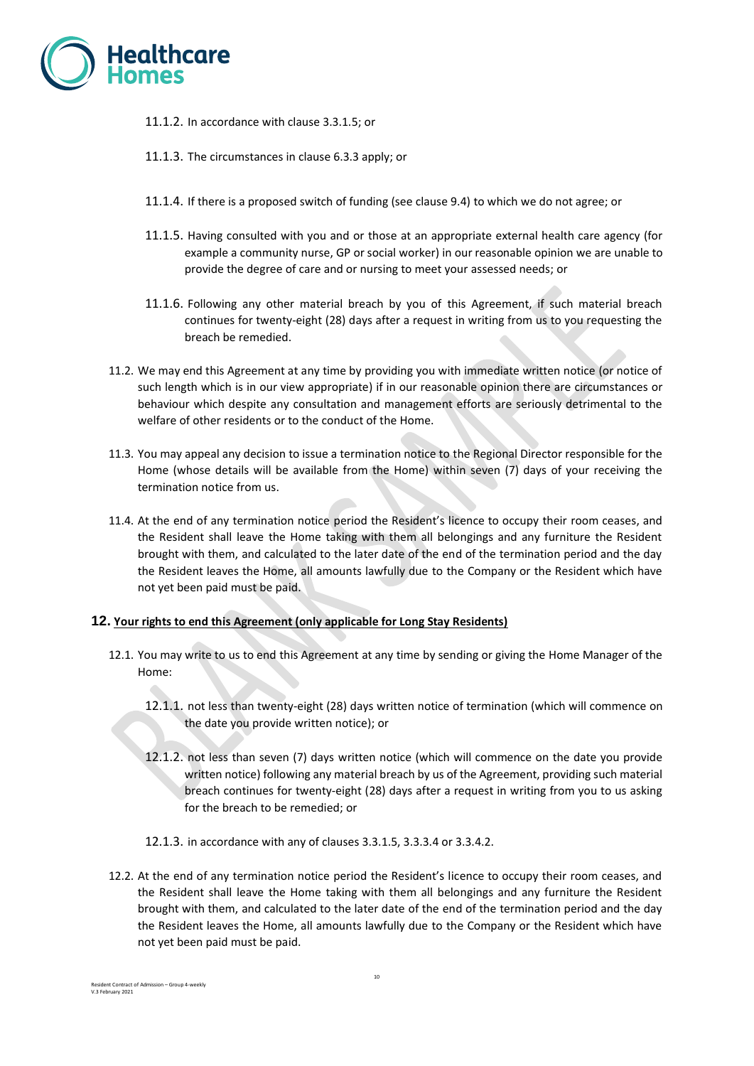11.1.2. In accordance with clause 3.3.1.5; or

11.1.3. The circumstances in clause 6.3.3 apply; or

11.1.4. If there is a proposed switch of funding (see clause 9.4) to which we do not agree; or

11.1.5. Having consulted with you and or those at an appropriate external health care agency (for example a community nurse, GP or social worker) in our reasonable opinion we are unable to provide the degree of care and or nursing to meet your assessed needs; or

11.1.6. Following any other material breach by you of this Agreement, if such material breach continues for twenty-eight (28) days after a request in writing from us to you requesting the breach be remedied.

11.2. We may end this Agreement at any time by providing you with immediate written notice (or notice of such length which is in our view appropriate) if in our reasonable opinion there are circumstances or behaviour which despite any consultation and management efforts are seriously detrimental to the welfare of other residents or to the conduct of the Home.

11.3. You may appeal any decision to issue a termination notice to the Regional Director responsible for the Home (whose details will be available from the Home) within seven (7) days of your receiving the termination notice from us.

11.4. At the end of any termination notice period the Resident's licence to occupy their room ceases, and the Resident shall leave the Home taking with them all belongings and any furniture the Resident brought with them, and calculated to the later date of the end of the termination period and the day the Resident leaves the Home, all amounts lawfully due to the Company or the Resident which have not yet been paid must be paid.

## 12. <u>Your rights to end this Agreement (only applicable for Long Stay Residents)</u>

12.1. You may write to us to end this Agreement at any time by sending or giving the Home Manager of the Home:

12.1.1. not less than twenty-eight (28) days written notice of termination (which will commence on the date you provide written notice); or

12.1.2. not less than seven (7) days written notice (which will commence on the date you provide written notice) following any material breach by us of the Agreement, providing such material breach continues for twenty-eight (28) days after a request in writing from you to us asking for the breach to be remedied; or

12.1.3. in accordance with any of clauses 3.3.1.5, 3.3.3.4 or 3.3.4.2.

12.2. At the end of any termination notice period the Resident's licence to occupy their room ceases, and the Resident shall leave the Home taking with them all belongings and any furniture the Resident brought with them, and calculated to the later date of the end of the termination period and the day the Resident leaves the Home, all amounts lawfully due to the Company or the Resident which have not yet been paid must be paid.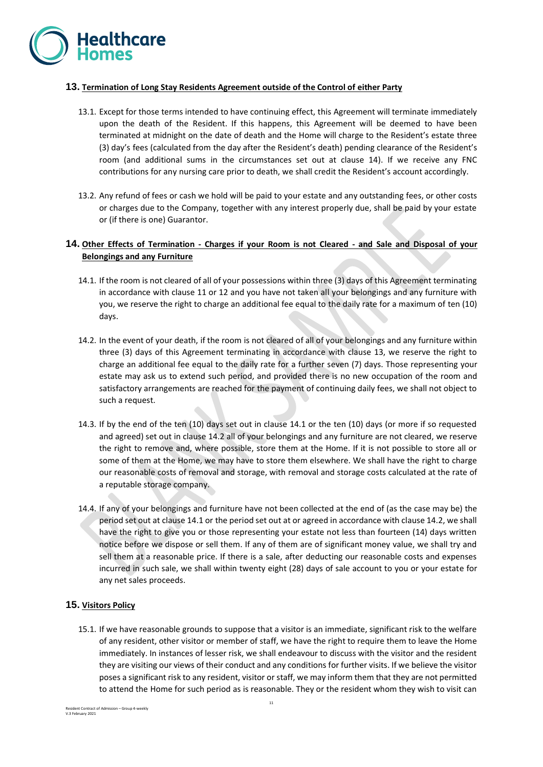## 13. Termination of Long Stay Residents Agreement outside of the Control of either Party

13.1. Except for those terms intended to have continuing effect, this Agreement will terminate immediately upon the death of the Resident. If this happens, this Agreement will be deemed to have been terminated at midnight on the date of death and the Home will charge to the Resident's estate three (3) day's fees (calculated from the day after the Resident's death) pending clearance of the Resident's room (and additional sums in the circumstances set out at clause 14). If we receive any FNC contributions for any nursing care prior to death, we shall credit the Resident's account accordingly.

13.2. Any refund of fees or cash we hold will be paid to your estate and any outstanding fees, or other costs or charges due to the Company, together with any interest properly due, shall be paid by your estate or (if there is one) Guarantor.

## 14. Other Effects of Termination - Charges if your Room is not Cleared - and Sale and Disposal of your Belongings and any Furniture

14.1. If the room is not cleared of all of your possessions within three (3) days of this Agreement terminating in accordance with clause 11 or 12 and you have not taken all your belongings and any furniture with you, we reserve the right to charge an additional fee equal to the daily rate for a maximum of ten (10) days.

14.2. In the event of your death, if the room is not cleared of all of your belongings and any furniture within three (3) days of this Agreement terminating in accordance with clause 13, we reserve the right to charge an additional fee equal to the daily rate for a further seven (7) days. Those representing your estate may ask us to extend such period, and provided there is no new occupation of the room and satisfactory arrangements are reached for the payment of continuing daily fees, we shall not object to such a request.

14.3. If by the end of the ten (10) days set out in clause 14.1 or the ten (10) days (or more if so requested and agreed) set out in clause 14.2 all of your belongings and any furniture are not cleared, we reserve the right to remove and, where possible, store them at the Home. If it is not possible to store all or some of them at the Home, we may have to store them elsewhere. We shall have the right to charge our reasonable costs of removal and storage, with removal and storage costs calculated at the rate of a reputable storage company.

14.4. If any of your belongings and furniture have not been collected at the end of (as the case may be) the period set out at clause 14.1 or the period set out at or agreed in accordance with clause 14.2, we shall have the right to give you or those representing your estate not less than fourteen (14) days written notice before we dispose or sell them. If any of them are of significant money value, we shall try and sell them at a reasonable price. If there is a sale, after deducting our reasonable costs and expenses incurred in such sale, we shall within twenty eight (28) days of sale account to you or your estate for any net sales proceeds.

## 15. Visitors Policy

15.1. If we have reasonable grounds to suppose that a visitor is an immediate, significant risk to the welfare of any resident, other visitor or member of staff, we have the right to require them to leave the Home immediately. In instances of lesser risk, we shall endeavour to discuss with the visitor and the resident they are visiting our views of their conduct and any conditions for further visits. If we believe the visitor poses a significant risk to any resident, visitor or staff, we may inform them that they are not permitted to attend the Home for such period as is reasonable. They or the resident whom they wish to visit can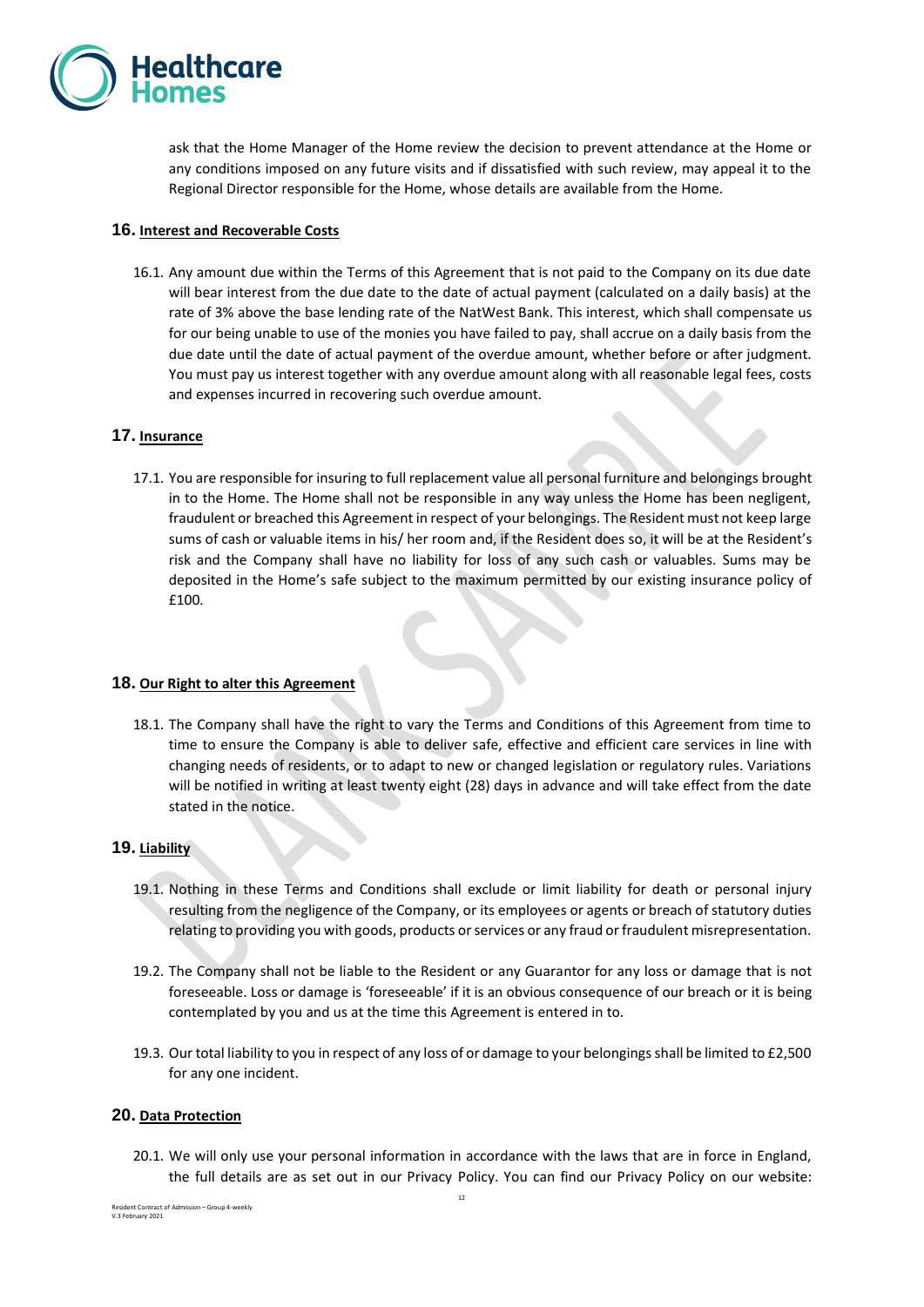ask that the Home Manager of the Home review the decision to prevent attendance at the Home or any conditions imposed on any future visits and if dissatisfied with such review, may appeal it to the Regional Director responsible for the Home, whose details are available from the Home.

## 16. Interest and Recoverable Costs

16.1. Any amount due within the Terms of this Agreement that is not paid to the Company on its due date will bear interest from the due date to the date of actual payment (calculated on a daily basis) at the rate of 3% above the base lending rate of the NatWest Bank. This interest, which shall compensate us for our being unable to use of the monies you have failed to pay, shall accrue on a daily basis from the due date until the date of actual payment of the overdue amount, whether before or after judgment. You must pay us interest together with any overdue amount along with all reasonable legal fees, costs and expenses incurred in recovering such overdue amount.

## 17. Insurance

17.1. You are responsible for insuring to full replacement value all personal furniture and belongings brought in to the Home. The Home shall not be responsible in any way unless the Home has been negligent, fraudulent or breached this Agreement in respect of your belongings. The Resident must not keep large sums of cash or valuable items in his/ her room and, if the Resident does so, it will be at the Resident's risk and the Company shall have no liability for loss of any such cash or valuables. Sums may be deposited in the Home's safe subject to the maximum permitted by our existing insurance policy of £100.

## 18. Our Right to alter this Agreement

18.1. The Company shall have the right to vary the Terms and Conditions of this Agreement from time to time to ensure the Company is able to deliver safe, effective and efficient care services in line with changing needs of residents, or to adapt to new or changed legislation or regulatory rules. Variations will be notified in writing at least twenty eight (28) days in advance and will take effect from the date stated in the notice.

## 19. Liability

19.1. Nothing in these Terms and Conditions shall exclude or limit liability for death or personal injury resulting from the negligence of the Company, or its employees or agents or breach of statutory duties relating to providing you with goods, products or services or any fraud or fraudulent misrepresentation.

19.2. The Company shall not be liable to the Resident or any Guarantor for any loss or damage that is not foreseeable. Loss or damage is 'foreseeable' if it is an obvious consequence of our breach or it is being contemplated by you and us at the time this Agreement is entered in to.

19.3. Our total liability to you in respect of any loss of or damage to your belongings shall be limited to £2,500 for any one incident.

## 20. Data Protection

20.1. We will only use your personal information in accordance with the laws that are in force in England, the full details are as set out in our Privacy Policy. You can find our Privacy Policy on our website: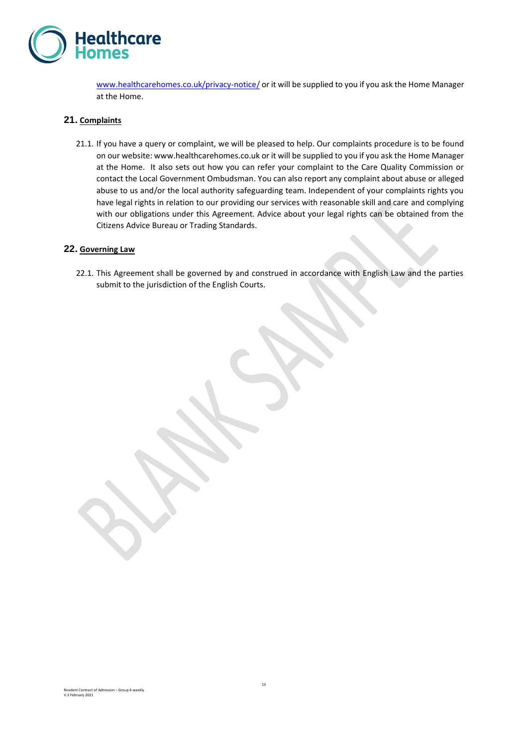www.healthcarehomes.co.uk/privacy-notice/ or it will be supplied to you if you ask the Home Manager at the Home.

## 21. Complaints

21.1. If you have a query or complaint, we will be pleased to help. Our complaints procedure is to be found on our website: www.healthcarehomes.co.uk or it will be supplied to you if you ask the Home Manager at the Home. It also sets out how you can refer your complaint to the Care Quality Commission or contact the Local Government Ombudsman. You can also report any complaint about abuse or alleged abuse to us and/or the local authority safeguarding team. Independent of your complaints rights you have legal rights in relation to our providing our services with reasonable skill and care and complying with our obligations under this Agreement. Advice about your legal rights can be obtained from the Citizens Advice Bureau or Trading Standards.

## 22. Governing Law

22.1. This Agreement shall be governed by and construed in accordance with English Law and the parties submit to the jurisdiction of the English Courts.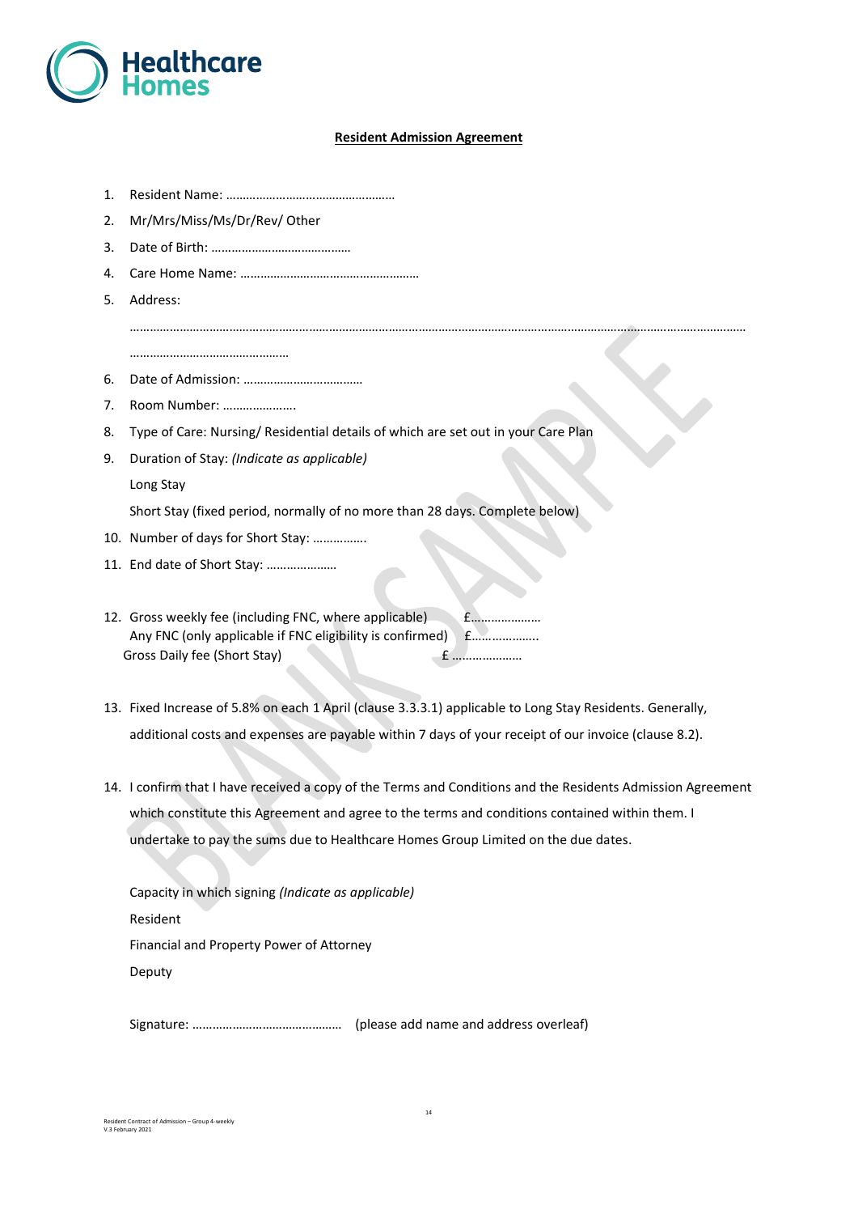Healthcare Homes

**Resident Admission Agreement**

1. Resident Name: ……………………………………………
2. Mr/Mrs/Miss/Ms/Dr/Rev/ Other
3. Date of Birth: ……………………………………
4. Care Home Name: ………………………………………………
5. Address:

   …………………………………………………………………………………………………………………………………………………………

   …………………………………………
6. Date of Admission: ………………………………
7. Room Number: ………………….
8. Type of Care: Nursing/ Residential details of which are set out in your Care Plan
9. Duration of Stay: *(Indicate as applicable)*

   Long Stay

   Short Stay (fixed period, normally of no more than 28 days. Complete below)
10. Number of days for Short Stay: …………….
11. End date of Short Stay: …………………

12. Gross weekly fee (including FNC, where applicable) £…………………
    Any FNC (only applicable if FNC eligibility is confirmed) £………………..
    Gross Daily fee (Short Stay) £ …………………

13. Fixed Increase of 5.8% on each 1 April (clause 3.3.3.1) applicable to Long Stay Residents. Generally, additional costs and expenses are payable within 7 days of your receipt of our invoice (clause 8.2).

14. I confirm that I have received a copy of the Terms and Conditions and the Residents Admission Agreement which constitute this Agreement and agree to the terms and conditions contained within them. I undertake to pay the sums due to Healthcare Homes Group Limited on the due dates.

    Capacity in which signing *(Indicate as applicable)*

    Resident

    Financial and Property Power of Attorney

    Deputy

    Signature: ……………………………………… (please add name and address overleaf)

Resident Contract of Admission – Group 4-weekly
V.3 February 2021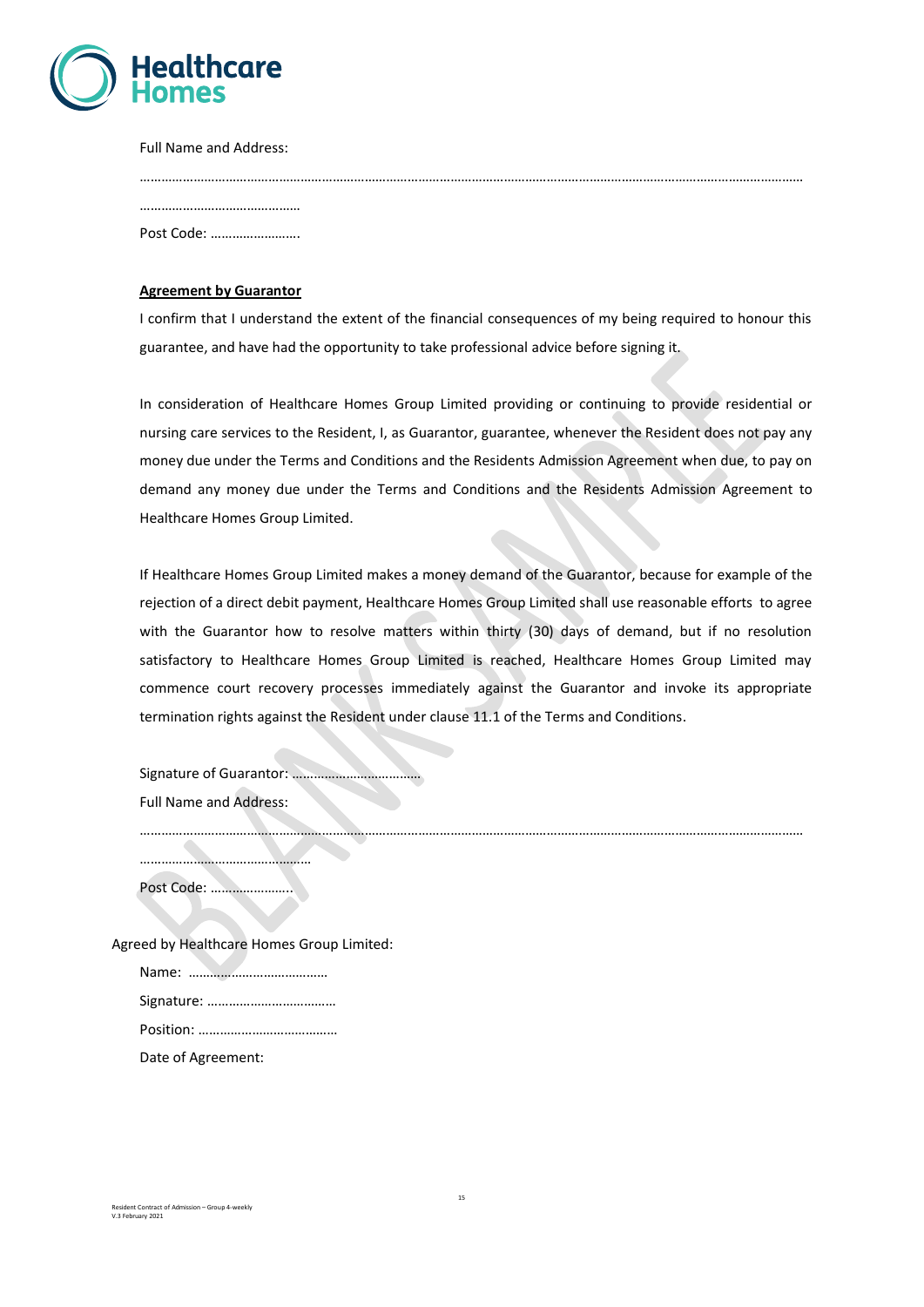Full Name and Address:

………………………………………………………………………………………………………………………………………………………………………

………………………………………

Post Code: …………………….

**Agreement by Guarantor**

I confirm that I understand the extent of the financial consequences of my being required to honour this guarantee, and have had the opportunity to take professional advice before signing it.

In consideration of Healthcare Homes Group Limited providing or continuing to provide residential or nursing care services to the Resident, I, as Guarantor, guarantee, whenever the Resident does not pay any money due under the Terms and Conditions and the Residents Admission Agreement when due, to pay on demand any money due under the Terms and Conditions and the Residents Admission Agreement to Healthcare Homes Group Limited.

If Healthcare Homes Group Limited makes a money demand of the Guarantor, because for example of the rejection of a direct debit payment, Healthcare Homes Group Limited shall use reasonable efforts to agree with the Guarantor how to resolve matters within thirty (30) days of demand, but if no resolution satisfactory to Healthcare Homes Group Limited is reached, Healthcare Homes Group Limited may commence court recovery processes immediately against the Guarantor and invoke its appropriate termination rights against the Resident under clause 11.1 of the Terms and Conditions.

Signature of Guarantor: ………………………………

Full Name and Address:

………………………………………………………………………………………………………………………………………………………………………

…………………………………………

Post Code: …………………..

Agreed by Healthcare Homes Group Limited:

Name: …………………………………

Signature: ………………………………

Position: …………………………………

Date of Agreement: